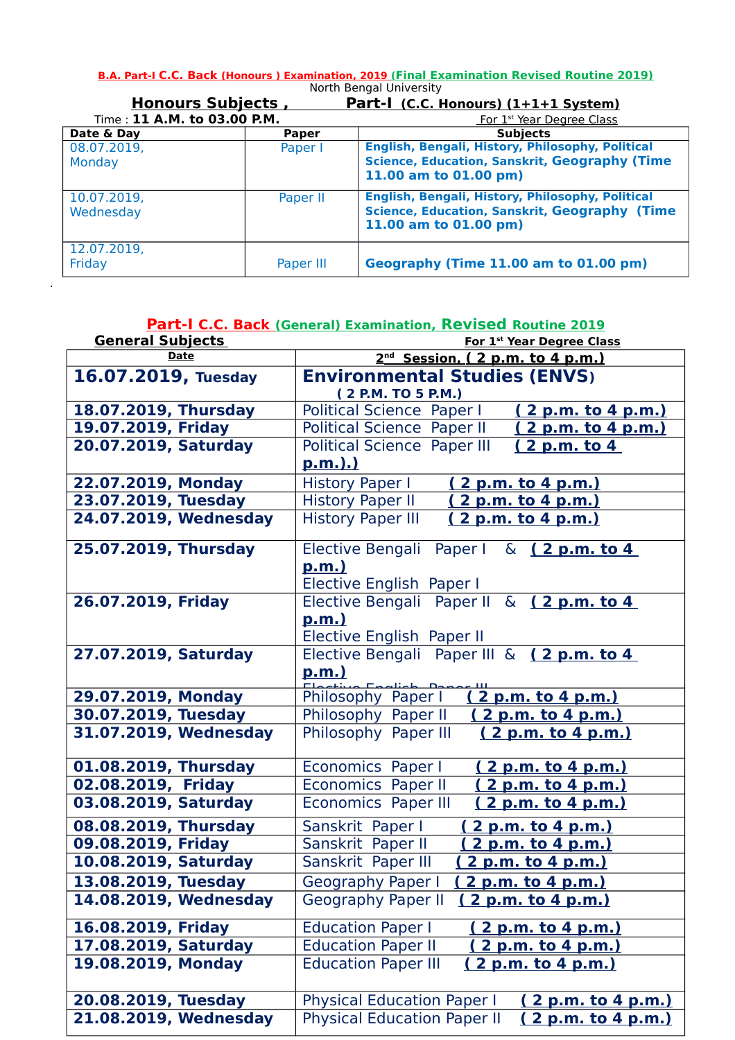**B.A. Part-I C.C. Back (Honours ) Examination, 2019 (Final Examination Revised Routine 2019)**

North Bengal University

**Honours Subjects , Part-I (C.C. Honours) (1+1+1 System)**

Time : **11 A.M. to 03.00 P.M.** For 1st Year Degree Class

| Date & Day | Paper | Subjects |
|---|---|---|
| 08.07.2019, Monday | Paper I | **English, Bengali, History, Philosophy, Political Science, Education, Sanskrit, Geography (Time 11.00 am to 01.00 pm)** |
| 10.07.2019, Wednesday | Paper II | **English, Bengali, History, Philosophy, Political Science, Education, Sanskrit, Geography (Time 11.00 am to 01.00 pm)** |
| 12.07.2019, Friday | Paper III | **Geography (Time 11.00 am to 01.00 pm)** |

.

**Part-I C.C. Back (General) Examination, Revised Routine 2019**

**General Subjects** **For 1st Year Degree Class**

| Date | 2nd Session, ( 2 p.m. to 4 p.m.) |
|---|---|
| **16.07.2019, Tuesday** | **Environmental Studies (ENVS)** **( 2 P.M. TO 5 P.M.)** |
| **18.07.2019, Thursday** | Political Science Paper I **( 2 p.m. to 4 p.m.)** |
| **19.07.2019, Friday** | Political Science Paper II **( 2 p.m. to 4 p.m.)** |
| **20.07.2019, Saturday** | Political Science Paper III **( 2 p.m. to 4 p.m.).)** |
| **22.07.2019, Monday** | History Paper I **( 2 p.m. to 4 p.m.)** |
| **23.07.2019, Tuesday** | History Paper II **( 2 p.m. to 4 p.m.)** |
| **24.07.2019, Wednesday** | History Paper III **( 2 p.m. to 4 p.m.)** |
| **25.07.2019, Thursday** | Elective Bengali Paper I & **( 2 p.m. to 4 p.m.)** Elective English Paper I |
| **26.07.2019, Friday** | Elective Bengali Paper II & **( 2 p.m. to 4 p.m.)** Elective English Paper II |
| **27.07.2019, Saturday** | Elective Bengali Paper III & **( 2 p.m. to 4 p.m.)** Elective English Paper III |
| **29.07.2019, Monday** | Philosophy Paper I **( 2 p.m. to 4 p.m.)** |
| **30.07.2019, Tuesday** | Philosophy Paper II **( 2 p.m. to 4 p.m.)** |
| **31.07.2019, Wednesday** | Philosophy Paper III **( 2 p.m. to 4 p.m.)** |
| **01.08.2019, Thursday** | Economics Paper I **( 2 p.m. to 4 p.m.)** |
| **02.08.2019, Friday** | Economics Paper II **( 2 p.m. to 4 p.m.)** |
| **03.08.2019, Saturday** | Economics Paper III **( 2 p.m. to 4 p.m.)** |
| **08.08.2019, Thursday** | Sanskrit Paper I **( 2 p.m. to 4 p.m.)** |
| **09.08.2019, Friday** | Sanskrit Paper II **( 2 p.m. to 4 p.m.)** |
| **10.08.2019, Saturday** | Sanskrit Paper III **( 2 p.m. to 4 p.m.)** |
| **13.08.2019, Tuesday** | Geography Paper I **( 2 p.m. to 4 p.m.)** |
| **14.08.2019, Wednesday** | Geography Paper II **( 2 p.m. to 4 p.m.)** |
| **16.08.2019, Friday** | Education Paper I **( 2 p.m. to 4 p.m.)** |
| **17.08.2019, Saturday** | Education Paper II **( 2 p.m. to 4 p.m.)** |
| **19.08.2019, Monday** | Education Paper III **( 2 p.m. to 4 p.m.)** |
| **20.08.2019, Tuesday** | Physical Education Paper I **( 2 p.m. to 4 p.m.)** |
| **21.08.2019, Wednesday** | Physical Education Paper II **( 2 p.m. to 4 p.m.)** |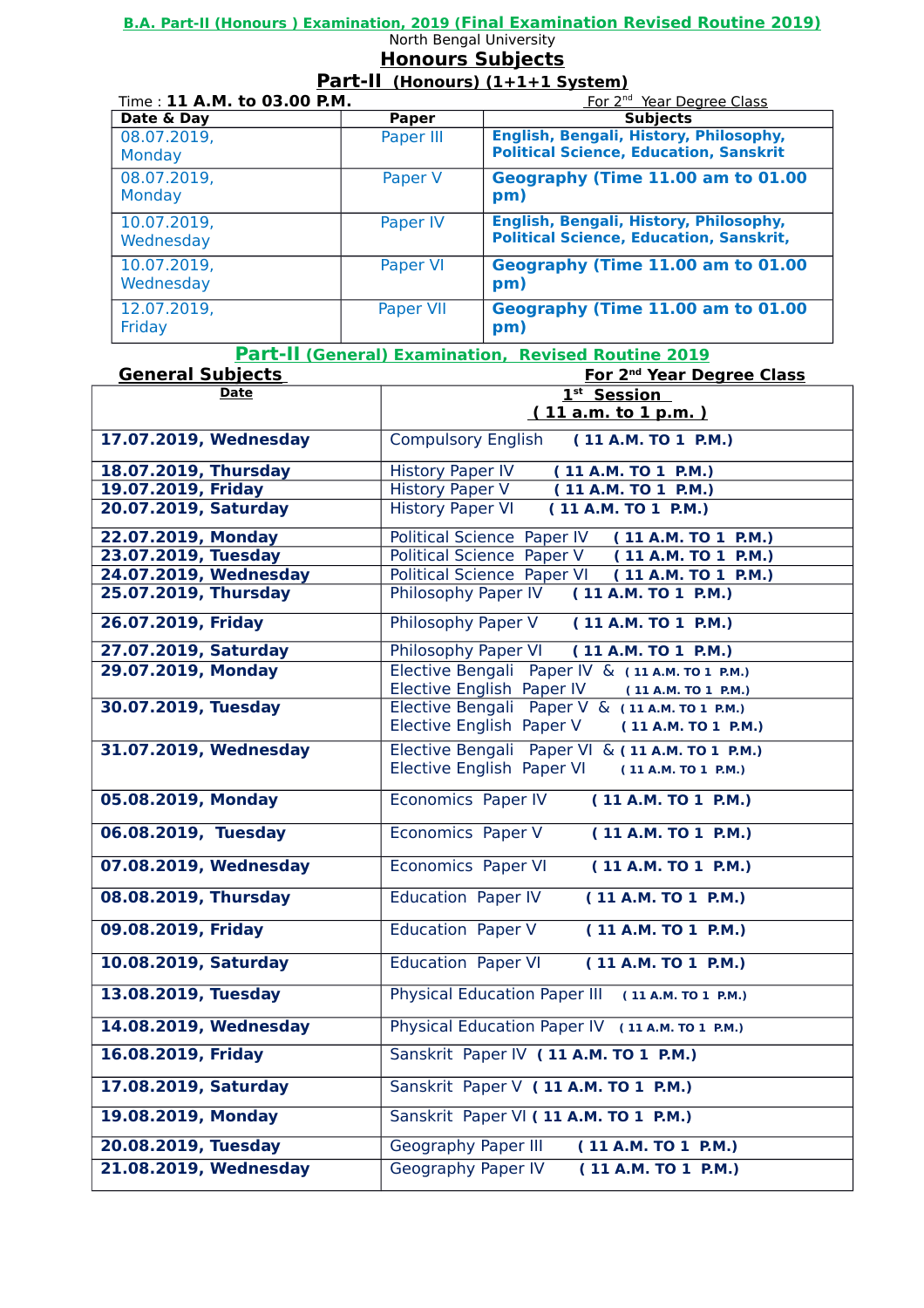**B.A. Part-II (Honours ) Examination, 2019 (Final Examination Revised Routine 2019)**

North Bengal University

## Honours Subjects

### Part-II (Honours) (1+1+1 System)

Time : **11 A.M. to 03.00 P.M.** For 2nd Year Degree Class

| Date & Day | Paper | Subjects |
|---|---|---|
| 08.07.2019, Monday | Paper III | **English, Bengali, History, Philosophy, Political Science, Education, Sanskrit** |
| 08.07.2019, Monday | Paper V | **Geography (Time 11.00 am to 01.00 pm)** |
| 10.07.2019, Wednesday | Paper IV | **English, Bengali, History, Philosophy, Political Science, Education, Sanskrit,** |
| 10.07.2019, Wednesday | Paper VI | **Geography (Time 11.00 am to 01.00 pm)** |
| 12.07.2019, Friday | Paper VII | **Geography (Time 11.00 am to 01.00 pm)** |

### Part-II (General) Examination, Revised Routine 2019

**General Subjects** **For 2nd Year Degree Class**

| Date | 1st Session ( 11 a.m. to 1 p.m. ) |
|---|---|
| **17.07.2019, Wednesday** | Compulsory English **( 11 A.M. TO 1 P.M.)** |
| **18.07.2019, Thursday** | History Paper IV **( 11 A.M. TO 1 P.M.)** |
| **19.07.2019, Friday** | History Paper V **( 11 A.M. TO 1 P.M.)** |
| **20.07.2019, Saturday** | History Paper VI **( 11 A.M. TO 1 P.M.)** |
| **22.07.2019, Monday** | Political Science Paper IV **( 11 A.M. TO 1 P.M.)** |
| **23.07.2019, Tuesday** | Political Science Paper V **( 11 A.M. TO 1 P.M.)** |
| **24.07.2019, Wednesday** | Political Science Paper VI **( 11 A.M. TO 1 P.M.)** |
| **25.07.2019, Thursday** | Philosophy Paper IV **( 11 A.M. TO 1 P.M.)** |
| **26.07.2019, Friday** | Philosophy Paper V **( 11 A.M. TO 1 P.M.)** |
| **27.07.2019, Saturday** | Philosophy Paper VI **( 11 A.M. TO 1 P.M.)** |
| **29.07.2019, Monday** | Elective Bengali Paper IV & **( 11 A.M. TO 1 P.M.)** Elective English Paper IV **( 11 A.M. TO 1 P.M.)** |
| **30.07.2019, Tuesday** | Elective Bengali Paper V & **( 11 A.M. TO 1 P.M.)** Elective English Paper V **( 11 A.M. TO 1 P.M.)** |
| **31.07.2019, Wednesday** | Elective Bengali Paper VI & **( 11 A.M. TO 1 P.M.)** Elective English Paper VI **( 11 A.M. TO 1 P.M.)** |
| **05.08.2019, Monday** | Economics Paper IV **( 11 A.M. TO 1 P.M.)** |
| **06.08.2019, Tuesday** | Economics Paper V **( 11 A.M. TO 1 P.M.)** |
| **07.08.2019, Wednesday** | Economics Paper VI **( 11 A.M. TO 1 P.M.)** |
| **08.08.2019, Thursday** | Education Paper IV **( 11 A.M. TO 1 P.M.)** |
| **09.08.2019, Friday** | Education Paper V **( 11 A.M. TO 1 P.M.)** |
| **10.08.2019, Saturday** | Education Paper VI **( 11 A.M. TO 1 P.M.)** |
| **13.08.2019, Tuesday** | Physical Education Paper III **( 11 A.M. TO 1 P.M.)** |
| **14.08.2019, Wednesday** | Physical Education Paper IV **( 11 A.M. TO 1 P.M.)** |
| **16.08.2019, Friday** | Sanskrit Paper IV **( 11 A.M. TO 1 P.M.)** |
| **17.08.2019, Saturday** | Sanskrit Paper V **( 11 A.M. TO 1 P.M.)** |
| **19.08.2019, Monday** | Sanskrit Paper VI **( 11 A.M. TO 1 P.M.)** |
| **20.08.2019, Tuesday** | Geography Paper III **( 11 A.M. TO 1 P.M.)** |
| **21.08.2019, Wednesday** | Geography Paper IV **( 11 A.M. TO 1 P.M.)** |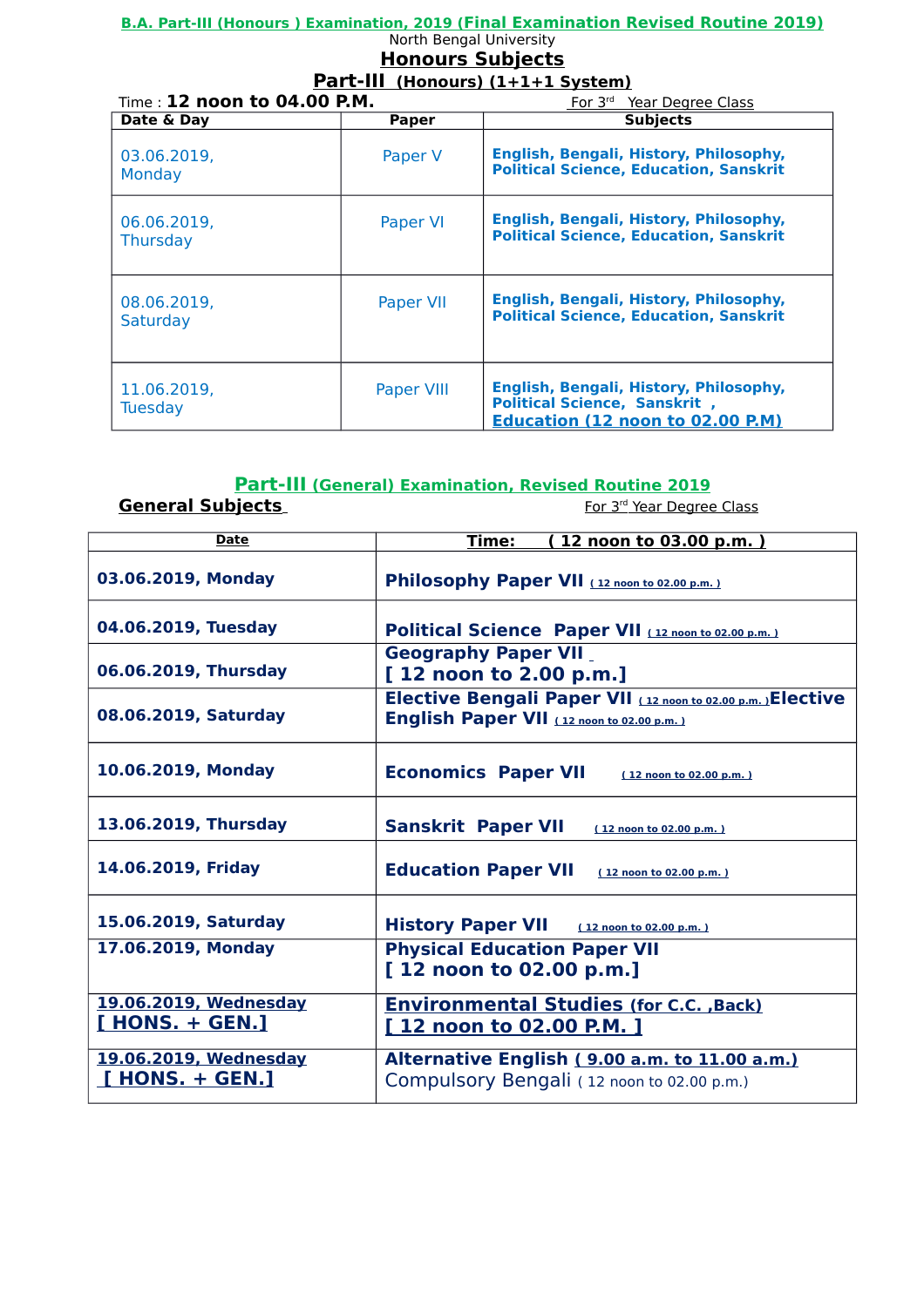**B.A. Part-III (Honours ) Examination, 2019 (Final Examination Revised Routine 2019)**

North Bengal University

## Honours Subjects

### Part-III (Honours) (1+1+1 System)

Time : **12 noon to 04.00 P.M.** For 3rd Year Degree Class

| Date & Day | Paper | Subjects |
|---|---|---|
| 03.06.2019, Monday | Paper V | **English, Bengali, History, Philosophy, Political Science, Education, Sanskrit** |
| 06.06.2019, Thursday | Paper VI | **English, Bengali, History, Philosophy, Political Science, Education, Sanskrit** |
| 08.06.2019, Saturday | Paper VII | **English, Bengali, History, Philosophy, Political Science, Education, Sanskrit** |
| 11.06.2019, Tuesday | Paper VIII | **English, Bengali, History, Philosophy, Political Science, Sanskrit , Education (12 noon to 02.00 P.M)** |

**Part-III (General) Examination, Revised Routine 2019**

**General Subjects** For 3rd Year Degree Class

| Date | Time: ( 12 noon to 03.00 p.m. ) |
|---|---|
| **03.06.2019, Monday** | **Philosophy Paper VII** ( 12 noon to 02.00 p.m. ) |
| **04.06.2019, Tuesday** | **Political Science Paper VII** ( 12 noon to 02.00 p.m. ) |
| **06.06.2019, Thursday** | **Geography Paper VII [ 12 noon to 2.00 p.m.]** |
| **08.06.2019, Saturday** | **Elective Bengali Paper VII** ( 12 noon to 02.00 p.m. ) **Elective English Paper VII** ( 12 noon to 02.00 p.m. ) |
| **10.06.2019, Monday** | **Economics Paper VII** ( 12 noon to 02.00 p.m. ) |
| **13.06.2019, Thursday** | **Sanskrit Paper VII** ( 12 noon to 02.00 p.m. ) |
| **14.06.2019, Friday** | **Education Paper VII** ( 12 noon to 02.00 p.m. ) |
| **15.06.2019, Saturday** | **History Paper VII** ( 12 noon to 02.00 p.m. ) |
| **17.06.2019, Monday** | **Physical Education Paper VII [ 12 noon to 02.00 p.m.]** |
| **19.06.2019, Wednesday [ HONS. + GEN.]** | **Environmental Studies (for C.C. ,Back) [ 12 noon to 02.00 P.M. ]** |
| **19.06.2019, Wednesday [ HONS. + GEN.]** | **Alternative English ( 9.00 a.m. to 11.00 a.m.)** Compulsory Bengali ( 12 noon to 02.00 p.m.) |